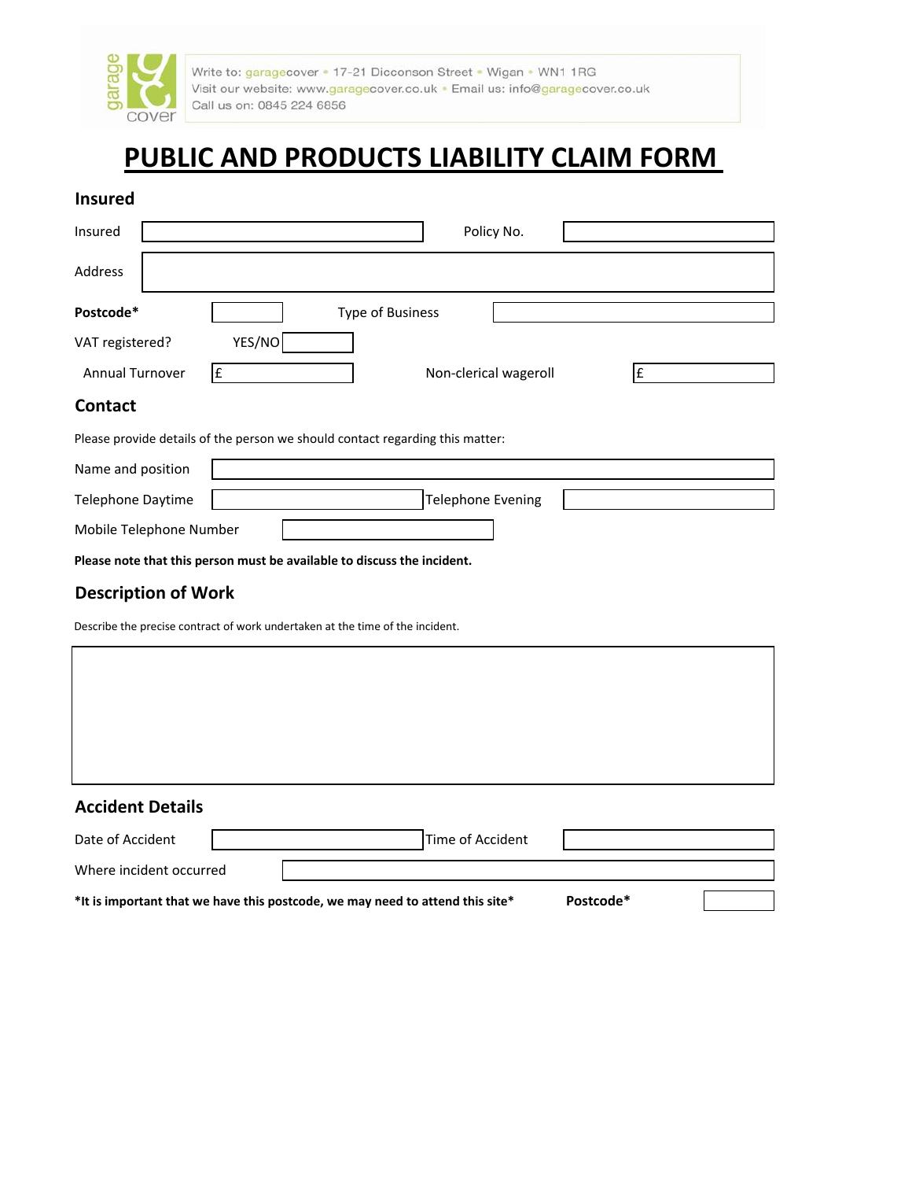garage cover

Write to: garagecover • 17-21 Dicconson Street • Wigan • WN1 1RG
Visit our website: www.garagecover.co.uk • Email us: info@garagecover.co.uk
Call us on: 0845 224 6856

# PUBLIC AND PRODUCTS LIABILITY CLAIM FORM

## Insured

Insured ____________________ Policy No. ____________________

Address ____________________

**Postcode*** __________ Type of Business ____________________

VAT registered? YES/NO __________

Annual Turnover £ __________ Non-clerical wageroll £ __________

## Contact

Please provide details of the person we should contact regarding this matter:

Name and position ____________________

Telephone Daytime ____________________ Telephone Evening ____________________

Mobile Telephone Number ____________________

**Please note that this person must be available to discuss the incident.**

## Description of Work

Describe the precise contract of work undertaken at the time of the incident.

____________________

## Accident Details

Date of Accident ____________________ Time of Accident ____________________

Where incident occurred ____________________

**\*It is important that we have this postcode, we may need to attend this site\*** **Postcode*** __________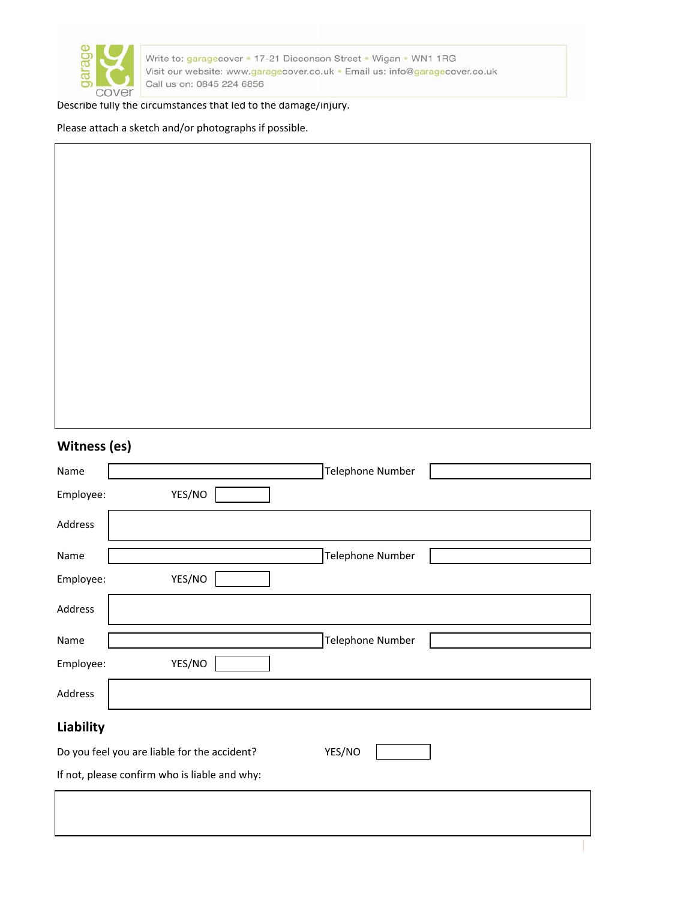Write to: garagecover • 17-21 Dicconson Street • Wigan • WN1 1RG
Visit our website: www.garagecover.co.uk • Email us: info@garagecover.co.uk
Call us on: 0845 224 6856

Describe fully the circumstances that led to the damage/injury.

Please attach a sketch and/or photographs if possible.

## Witness (es)

Name | Telephone Number
---|---
| |

Employee: YES/NO

Address

Name | Telephone Number
---|---
| |

Employee: YES/NO

Address

Name | Telephone Number
---|---
| |

Employee: YES/NO

Address

## Liability

Do you feel you are liable for the accident? YES/NO

If not, please confirm who is liable and why: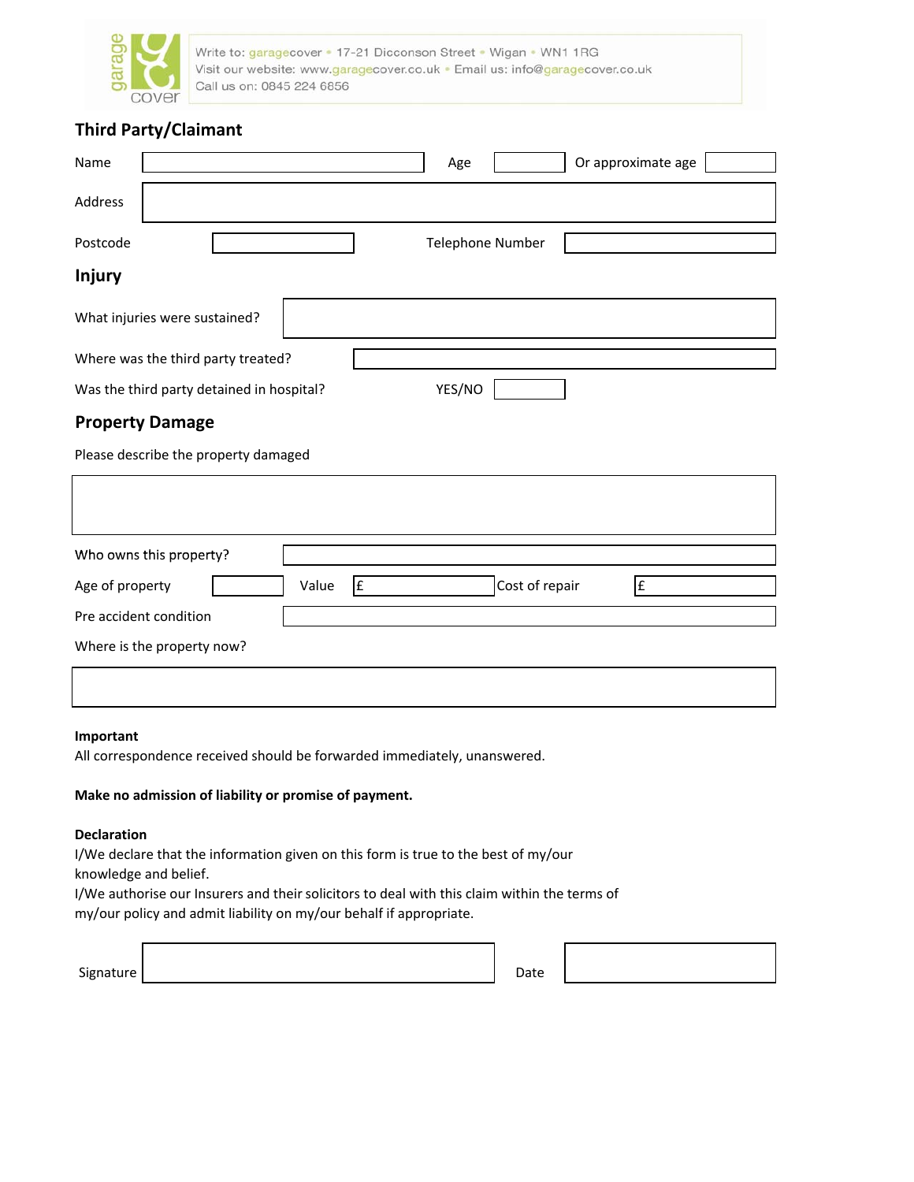garage cover

Write to: garagecover • 17-21 Dicconson Street • Wigan • WN1 1RG
Visit our website: www.garagecover.co.uk • Email us: info@garagecover.co.uk
Call us on: 0845 224 6856

## Third Party/Claimant

Name | Age | Or approximate age

Address

Postcode | Telephone Number

## Injury

What injuries were sustained?

Where was the third party treated?

Was the third party detained in hospital? YES/NO

## Property Damage

Please describe the property damaged

Who owns this property?

Age of property | Value £ | Cost of repair £

Pre accident condition

Where is the property now?

**Important**
All correspondence received should be forwarded immediately, unanswered.

**Make no admission of liability or promise of payment.**

**Declaration**
I/We declare that the information given on this form is true to the best of my/our knowledge and belief.
I/We authorise our Insurers and their solicitors to deal with this claim within the terms of my/our policy and admit liability on my/our behalf if appropriate.

Signature | Date